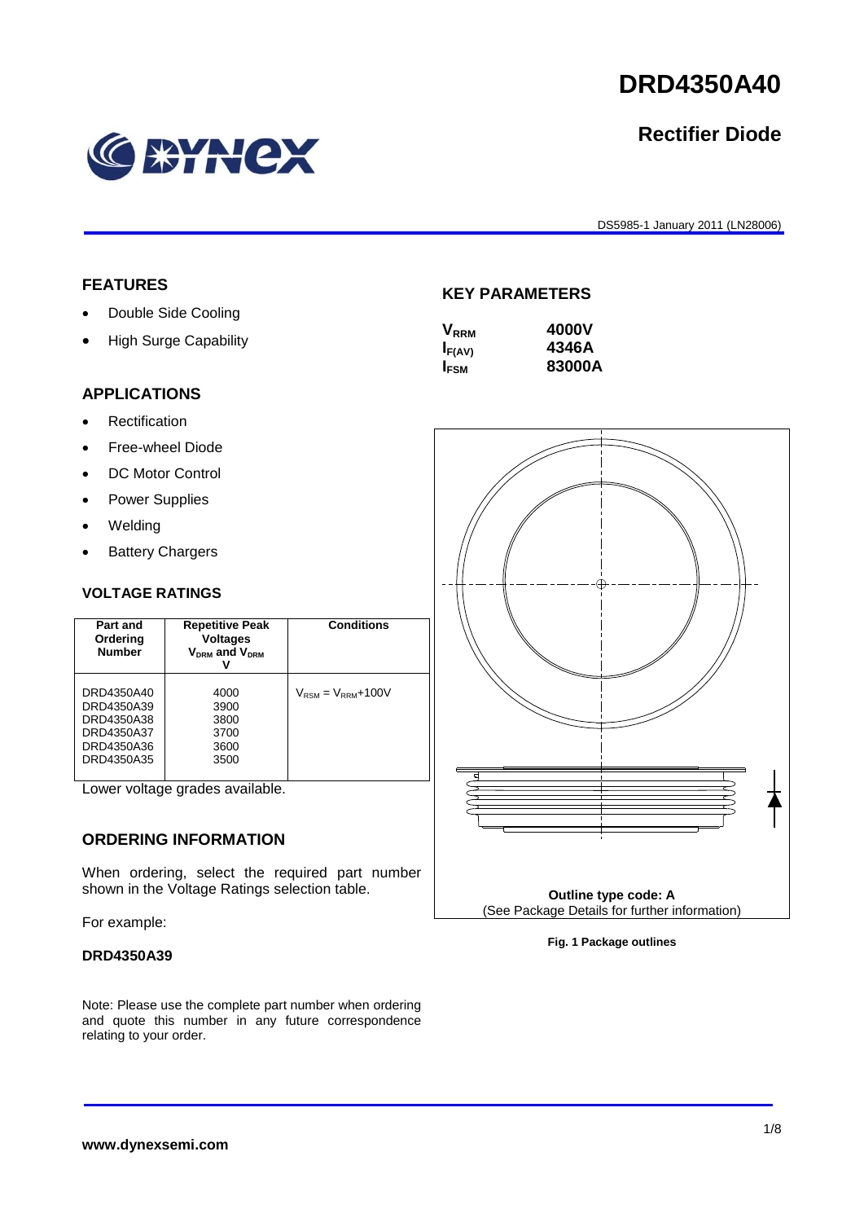# DRD4350A40

## Rectifier Diode

DS5985-1 January 2011 (LN28006)

## FEATURES

- Double Side Cooling
- High Surge Capability

## APPLICATIONS

- Rectification
- Free-wheel Diode
- DC Motor Control
- Power Supplies
- Welding
- Battery Chargers

## KEY PARAMETERS

| | |
|---|---|
| $V_{RRM}$ | **4000V** |
| $I_{F(AV)}$ | **4346A** |
| $I_{FSM}$ | **83000A** |

## VOLTAGE RATINGS

| Part and Ordering Number | Repetitive Peak Voltages $V_{DRM}$ and $V_{DRM}$ V | Conditions |
|---|---|---|
| DRD4350A40<br>DRD4350A39<br>DRD4350A38<br>DRD4350A37<br>DRD4350A36<br>DRD4350A35 | 4000<br>3900<br>3800<br>3700<br>3600<br>3500 | $V_{RSM} = V_{RRM}$+100V |

Lower voltage grades available.

## ORDERING INFORMATION

When ordering, select the required part number shown in the Voltage Ratings selection table.

For example:

**DRD4350A39**

Note: Please use the complete part number when ordering and quote this number in any future correspondence relating to your order.

**Outline type code: A**
(See Package Details for further information)

**Fig. 1 Package outlines**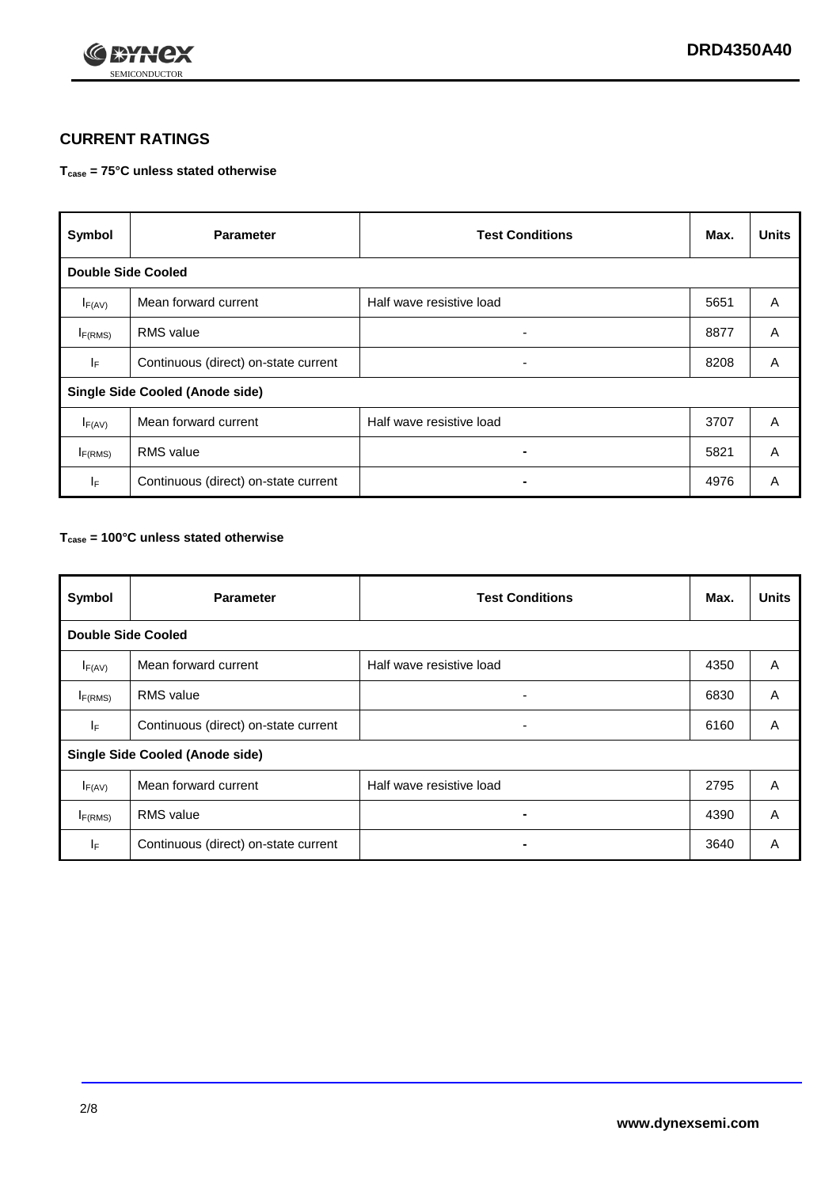## CURRENT RATINGS

**$T_{case}$ = 75°C unless stated otherwise**

| Symbol | Parameter | Test Conditions | Max. | Units |
|---|---|---|---|---|
| **Double Side Cooled** | | | | |
| $I_{F(AV)}$ | Mean forward current | Half wave resistive load | 5651 | A |
| $I_{F(RMS)}$ | RMS value | - | 8877 | A |
| $I_F$ | Continuous (direct) on-state current | - | 8208 | A |
| **Single Side Cooled (Anode side)** | | | | |
| $I_{F(AV)}$ | Mean forward current | Half wave resistive load | 3707 | A |
| $I_{F(RMS)}$ | RMS value | - | 5821 | A |
| $I_F$ | Continuous (direct) on-state current | - | 4976 | A |

**$T_{case}$ = 100°C unless stated otherwise**

| Symbol | Parameter | Test Conditions | Max. | Units |
|---|---|---|---|---|
| **Double Side Cooled** | | | | |
| $I_{F(AV)}$ | Mean forward current | Half wave resistive load | 4350 | A |
| $I_{F(RMS)}$ | RMS value | - | 6830 | A |
| $I_F$ | Continuous (direct) on-state current | - | 6160 | A |
| **Single Side Cooled (Anode side)** | | | | |
| $I_{F(AV)}$ | Mean forward current | Half wave resistive load | 2795 | A |
| $I_{F(RMS)}$ | RMS value | - | 4390 | A |
| $I_F$ | Continuous (direct) on-state current | - | 3640 | A |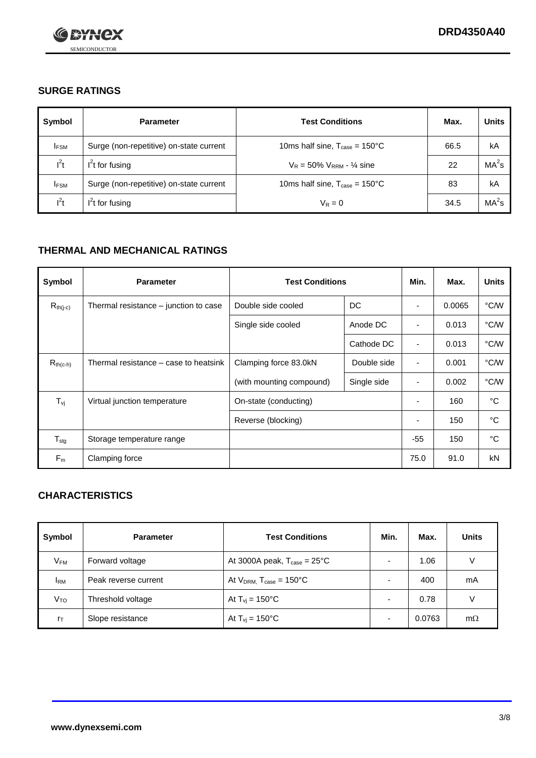## SURGE RATINGS

| Symbol | Parameter | Test Conditions | Max. | Units |
|---|---|---|---|---|
| $I_{FSM}$ | Surge (non-repetitive) on-state current | 10ms half sine, $T_{case}$ = 150°C | 66.5 | kA |
| $I^2t$ | $I^2t$ for fusing | $V_R$ = 50% $V_{RRM}$ - ¼ sine | 22 | $MA^2s$ |
| $I_{FSM}$ | Surge (non-repetitive) on-state current | 10ms half sine, $T_{case}$ = 150°C | 83 | kA |
| $I^2t$ | $I^2t$ for fusing | $V_R$ = 0 | 34.5 | $MA^2s$ |

## THERMAL AND MECHANICAL RATINGS

| Symbol | Parameter | Test Conditions | | Min. | Max. | Units |
|---|---|---|---|---|---|---|
| $R_{th(j-c)}$ | Thermal resistance – junction to case | Double side cooled | DC | - | 0.0065 | °C/W |
| | | Single side cooled | Anode DC | - | 0.013 | °C/W |
| | | | Cathode DC | - | 0.013 | °C/W |
| $R_{th(c-h)}$ | Thermal resistance – case to heatsink | Clamping force 83.0kN | Double side | - | 0.001 | °C/W |
| | | (with mounting compound) | Single side | - | 0.002 | °C/W |
| $T_{vj}$ | Virtual junction temperature | On-state (conducting) | | - | 160 | °C |
| | | Reverse (blocking) | | - | 150 | °C |
| $T_{stg}$ | Storage temperature range | | | -55 | 150 | °C |
| $F_m$ | Clamping force | | | 75.0 | 91.0 | kN |

## CHARACTERISTICS

| Symbol | Parameter | Test Conditions | Min. | Max. | Units |
|---|---|---|---|---|---|
| $V_{FM}$ | Forward voltage | At 3000A peak, $T_{case}$ = 25°C | - | 1.06 | V |
| $I_{RM}$ | Peak reverse current | At $V_{DRM,}$ $T_{case}$ = 150°C | - | 400 | mA |
| $V_{TO}$ | Threshold voltage | At $T_{vj}$ = 150°C | - | 0.78 | V |
| $r_T$ | Slope resistance | At $T_{vj}$ = 150°C | - | 0.0763 | mΩ |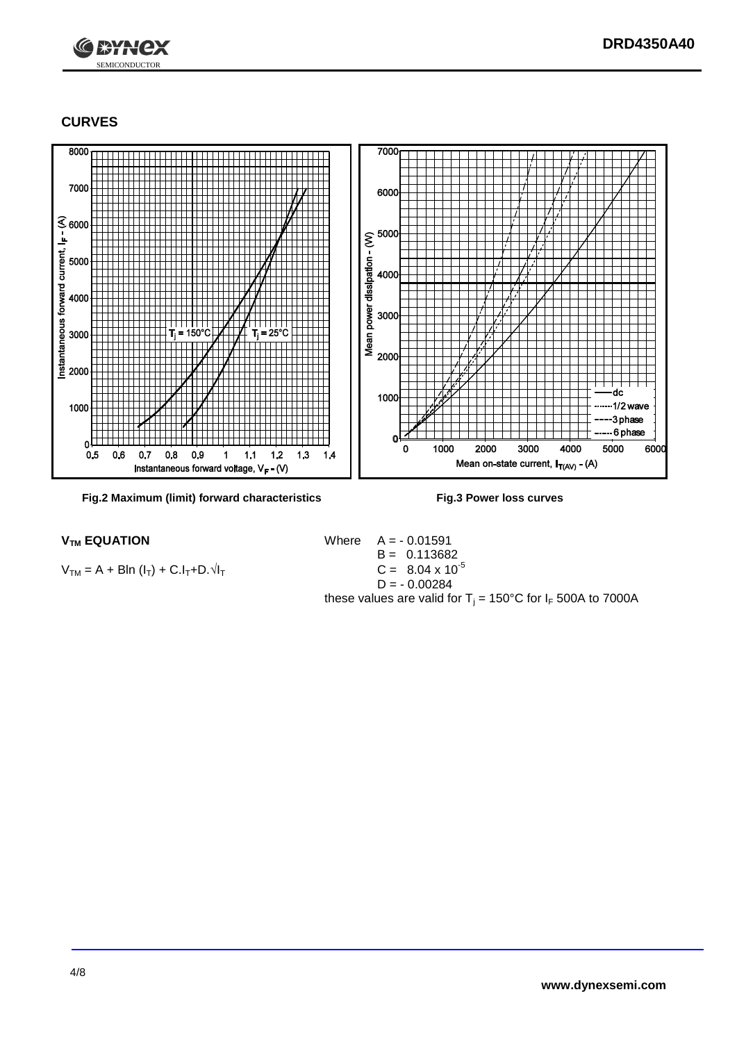## CURVES

Fig.2 Maximum (limit) forward characteristics

Fig.3 Power loss curves

### $V_{TM}$ EQUATION

$V_{TM} = A + B\ln(I_T) + C.I_T + D.\sqrt{I_T}$

Where $A = -0.01591$
$B = 0.113682$
$C = 8.04 \times 10^{-5}$
$D = -0.00284$

these values are valid for $T_j = 150°C$ for $I_F$ 500A to 7000A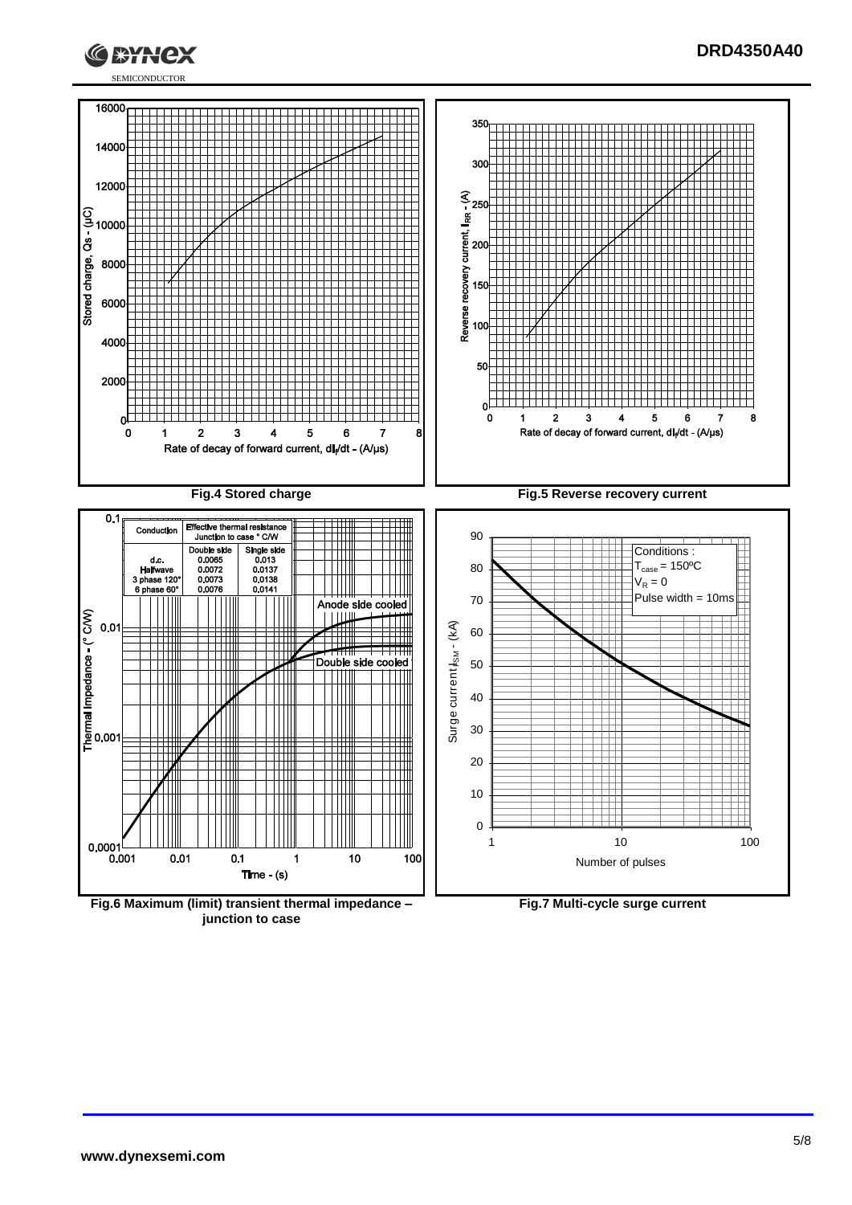Fig.4 Stored charge

Fig.5 Reverse recovery current

| Conduction | Effective thermal resistance Junction to case °C/W | |
|---|---|---|
| | Double side | Single side |
| d.c. | 0.0065 | 0.013 |
| Halfwave | 0.0072 | 0.0137 |
| 3 phase 120° | 0.0073 | 0.0138 |
| 6 phase 60° | 0.0076 | 0.0141 |

Fig.6 Maximum (limit) transient thermal impedance – junction to case

Conditions : $T_{case}$ = 150ºC, $V_R$ = 0, Pulse width = 10ms

Fig.7 Multi-cycle surge current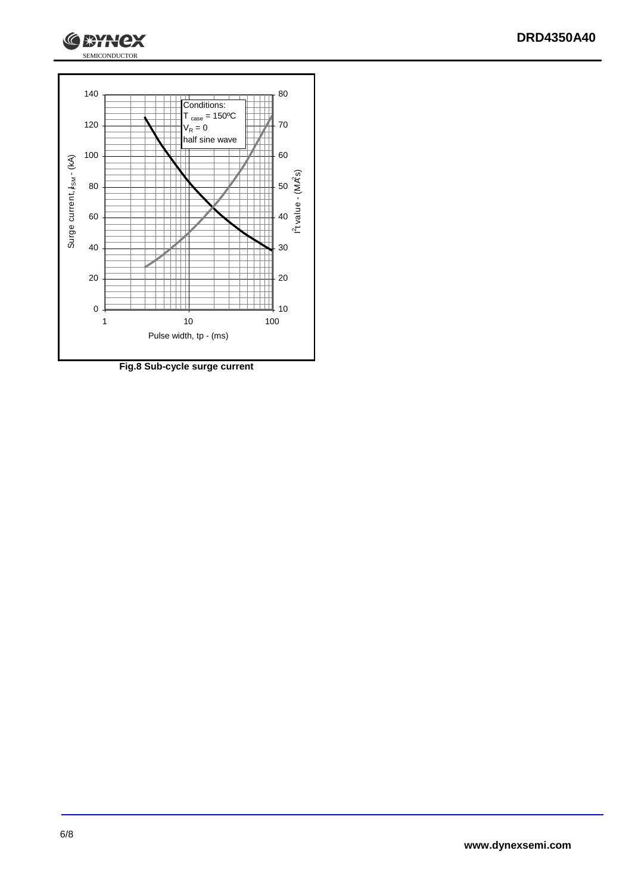Fig.8 Sub-cycle surge current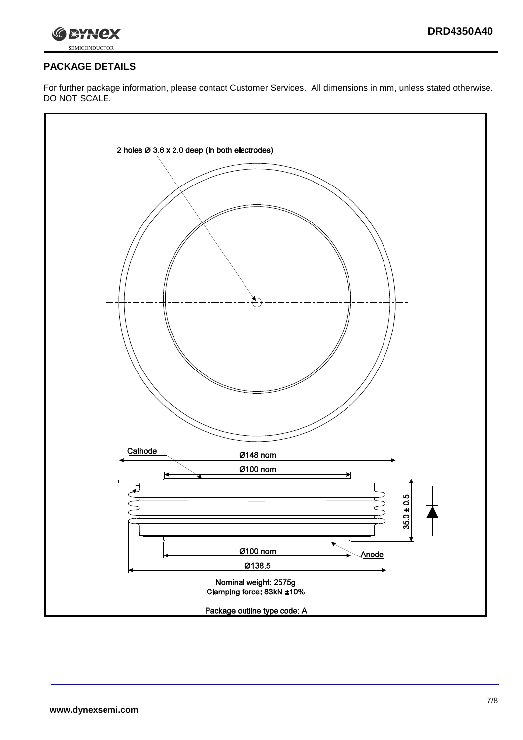## PACKAGE DETAILS

For further package information, please contact Customer Services. All dimensions in mm, unless stated otherwise. DO NOT SCALE.

2 holes Ø 3.6 x 2.0 deep (In both electrodes)

Cathode

Ø148 nom

Ø100 nom

35.0 ± 0.5

Ø100 nom

Anode

Ø138.5

Nominal weight: 2575g
Clamping force: 83kN ±10%

Package outline type code: A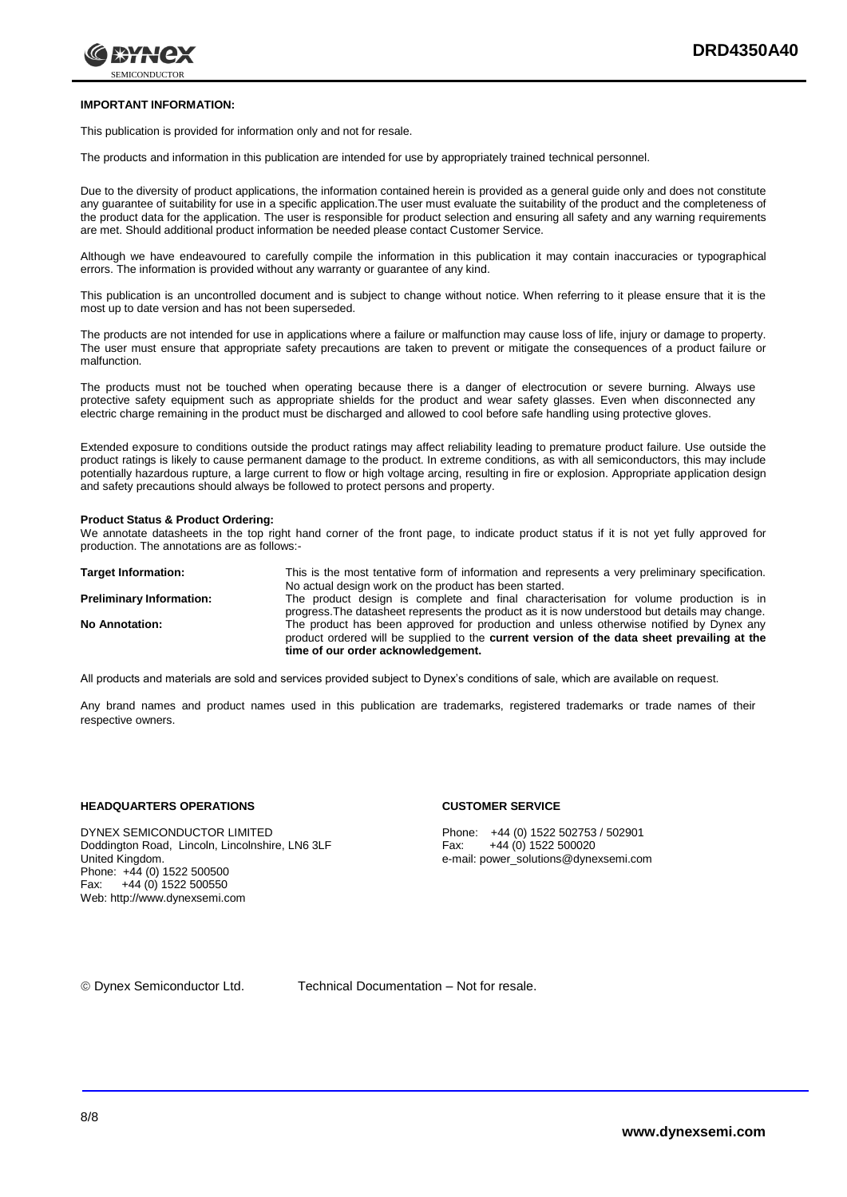**IMPORTANT INFORMATION:**

This publication is provided for information only and not for resale.

The products and information in this publication are intended for use by appropriately trained technical personnel.

Due to the diversity of product applications, the information contained herein is provided as a general guide only and does not constitute any guarantee of suitability for use in a specific application.The user must evaluate the suitability of the product and the completeness of the product data for the application. The user is responsible for product selection and ensuring all safety and any warning requirements are met. Should additional product information be needed please contact Customer Service.

Although we have endeavoured to carefully compile the information in this publication it may contain inaccuracies or typographical errors. The information is provided without any warranty or guarantee of any kind.

This publication is an uncontrolled document and is subject to change without notice. When referring to it please ensure that it is the most up to date version and has not been superseded.

The products are not intended for use in applications where a failure or malfunction may cause loss of life, injury or damage to property. The user must ensure that appropriate safety precautions are taken to prevent or mitigate the consequences of a product failure or malfunction.

The products must not be touched when operating because there is a danger of electrocution or severe burning. Always use protective safety equipment such as appropriate shields for the product and wear safety glasses. Even when disconnected any electric charge remaining in the product must be discharged and allowed to cool before safe handling using protective gloves.

Extended exposure to conditions outside the product ratings may affect reliability leading to premature product failure. Use outside the product ratings is likely to cause permanent damage to the product. In extreme conditions, as with all semiconductors, this may include potentially hazardous rupture, a large current to flow or high voltage arcing, resulting in fire or explosion. Appropriate application design and safety precautions should always be followed to protect persons and property.

**Product Status & Product Ordering:**

We annotate datasheets in the top right hand corner of the front page, to indicate product status if it is not yet fully approved for production. The annotations are as follows:-

| | |
|---|---|
| **Target Information:** | This is the most tentative form of information and represents a very preliminary specification. No actual design work on the product has been started. |
| **Preliminary Information:** | The product design is complete and final characterisation for volume production is in progress.The datasheet represents the product as it is now understood but details may change. |
| **No Annotation:** | The product has been approved for production and unless otherwise notified by Dynex any product ordered will be supplied to the **current version of the data sheet prevailing at the time of our order acknowledgement.** |

All products and materials are sold and services provided subject to Dynex's conditions of sale, which are available on request.

Any brand names and product names used in this publication are trademarks, registered trademarks or trade names of their respective owners.

**HEADQUARTERS OPERATIONS**

DYNEX SEMICONDUCTOR LIMITED
Doddington Road, Lincoln, Lincolnshire, LN6 3LF
United Kingdom.
Phone: +44 (0) 1522 500500
Fax: +44 (0) 1522 500550
Web: http://www.dynexsemi.com

**CUSTOMER SERVICE**

Phone: +44 (0) 1522 502753 / 502901
Fax: +44 (0) 1522 500020
e-mail: power_solutions@dynexsemi.com

© Dynex Semiconductor Ltd. Technical Documentation – Not for resale.